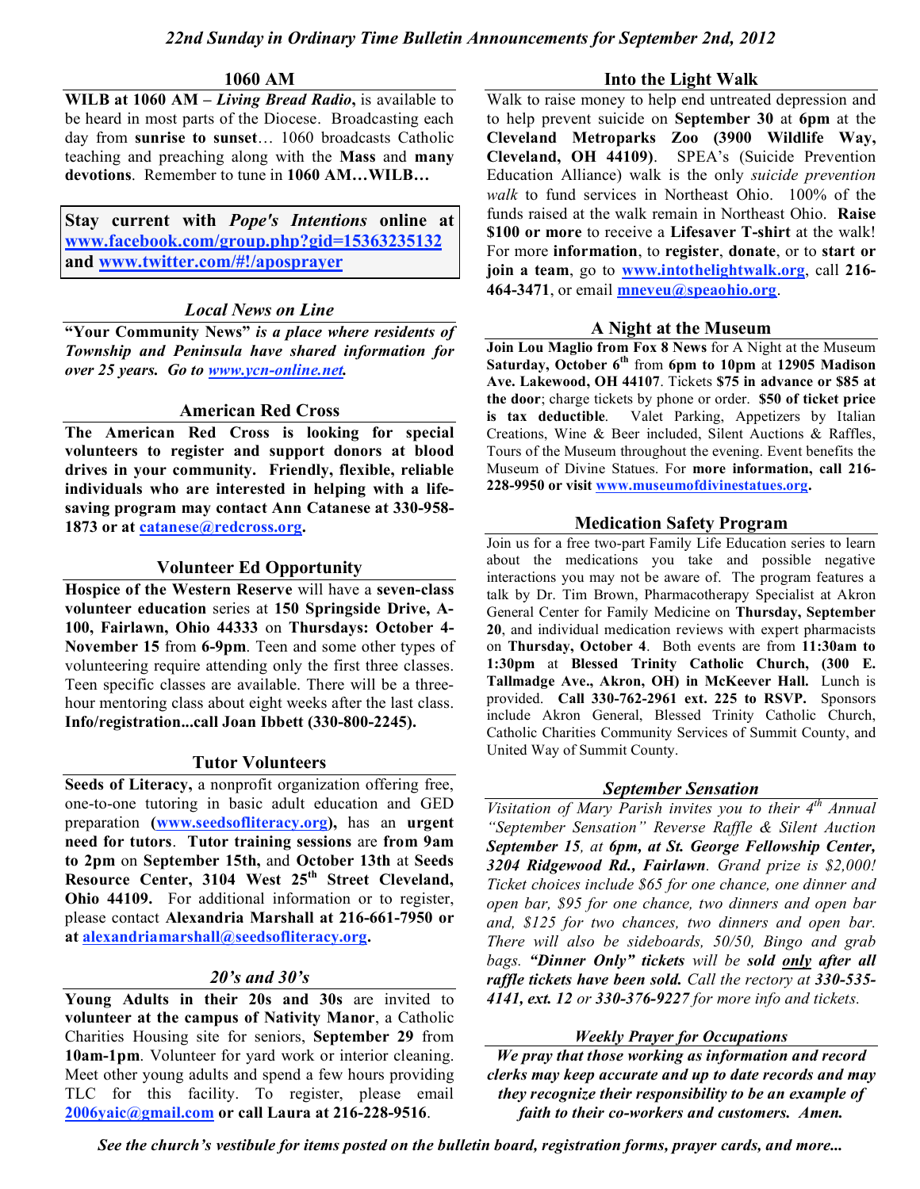*22nd Sunday in Ordinary Time Bulletin Announcements for September 2nd, 2012*

## 1060 AM

**WILB at 1060 AM –** ***Living Bread Radio*****,** is available to be heard in most parts of the Diocese. Broadcasting each day from **sunrise to sunset**… 1060 broadcasts Catholic teaching and preaching along with the **Mass** and **many devotions**. Remember to tune in **1060 AM…WILB…**

**Stay current with** ***Pope's Intentions*** **online at [www.facebook.com/group.php?gid=15363235132](www.facebook.com/group.php?gid=15363235132) and [www.twitter.com/#!/aposprayer](www.twitter.com/#!/aposprayer)**

## *Local News on Line*

**"Your Community News"** ***is a place where residents of Township and Peninsula have shared information for over 25 years. Go to [www.ycn-online.net](www.ycn-online.net).***

## American Red Cross

**The American Red Cross is looking for special volunteers to register and support donors at blood drives in your community. Friendly, flexible, reliable individuals who are interested in helping with a life-saving program may contact Ann Catanese at 330-958-1873 or at [catanese@redcross.org](mailto:catanese@redcross.org).**

## Volunteer Ed Opportunity

**Hospice of the Western Reserve** will have a **seven-class volunteer education** series at **150 Springside Drive, A-100, Fairlawn, Ohio 44333** on **Thursdays: October 4-November 15** from **6-9pm**. Teen and some other types of volunteering require attending only the first three classes. Teen specific classes are available. There will be a three-hour mentoring class about eight weeks after the last class. **Info/registration...call Joan Ibbett (330-800-2245).**

## Tutor Volunteers

**Seeds of Literacy,** a nonprofit organization offering free, one-to-one tutoring in basic adult education and GED preparation **([www.seedsofliteracy.org](www.seedsofliteracy.org)),** has an **urgent need for tutors**. **Tutor training sessions** are **from 9am to 2pm** on **September 15th,** and **October 13th** at **Seeds Resource Center, 3104 West 25th Street Cleveland, Ohio 44109.** For additional information or to register, please contact **Alexandria Marshall at 216-661-7950 or at [alexandriamarshall@seedsofliteracy.org](mailto:alexandriamarshall@seedsofliteracy.org).**

## *20's and 30's*

**Young Adults in their 20s and 30s** are invited to **volunteer at the campus of Nativity Manor**, a Catholic Charities Housing site for seniors, **September 29** from **10am-1pm**. Volunteer for yard work or interior cleaning. Meet other young adults and spend a few hours providing TLC for this facility. To register, please email **[2006yaic@gmail.com](mailto:2006yaic@gmail.com) or call Laura at 216-228-9516**.

## Into the Light Walk

Walk to raise money to help end untreated depression and to help prevent suicide on **September 30** at **6pm** at the **Cleveland Metroparks Zoo (3900 Wildlife Way, Cleveland, OH 44109)**. SPEA's (Suicide Prevention Education Alliance) walk is the only *suicide prevention walk* to fund services in Northeast Ohio. 100% of the funds raised at the walk remain in Northeast Ohio. **Raise $100 or more** to receive a **Lifesaver T-shirt** at the walk! For more **information**, to **register**, **donate**, or to **start or join a team**, go to **[www.intothelightwalk.org](www.intothelightwalk.org)**, call **216-464-3471**, or email **[mneveu@speaohio.org](mailto:mneveu@speaohio.org)**.

## A Night at the Museum

**Join Lou Maglio from Fox 8 News** for A Night at the Museum **Saturday, October 6th from 6pm to 10pm** at **12905 Madison Ave. Lakewood, OH 44107**. Tickets **$75 in advance or $85 at the door**; charge tickets by phone or order. **$50 of ticket price is tax deductible**. Valet Parking, Appetizers by Italian Creations, Wine & Beer included, Silent Auctions & Raffles, Tours of the Museum throughout the evening. Event benefits the Museum of Divine Statues. For **more information, call 216-228-9950 or visit [www.museumofdivinestatues.org](www.museumofdivinestatues.org).**

## Medication Safety Program

Join us for a free two-part Family Life Education series to learn about the medications you take and possible negative interactions you may not be aware of. The program features a talk by Dr. Tim Brown, Pharmacotherapy Specialist at Akron General Center for Family Medicine on **Thursday, September 20**, and individual medication reviews with expert pharmacists on **Thursday, October 4**. Both events are from **11:30am to 1:30pm** at **Blessed Trinity Catholic Church, (300 E. Tallmadge Ave., Akron, OH) in McKeever Hall.** Lunch is provided. **Call 330-762-2961 ext. 225 to RSVP.** Sponsors include Akron General, Blessed Trinity Catholic Church, Catholic Charities Community Services of Summit County, and United Way of Summit County.

## *September Sensation*

*Visitation of Mary Parish invites you to their 4th Annual "September Sensation" Reverse Raffle & Silent Auction* ***September 15****, at* ***6pm, at St. George Fellowship Center, 3204 Ridgewood Rd., Fairlawn****. Grand prize is $2,000! Ticket choices include $65 for one chance, one dinner and open bar, $95 for one chance, two dinners and open bar and, $125 for two chances, two dinners and open bar. There will also be sideboards, 50/50, Bingo and grab bags.* ***"Dinner Only" tickets*** *will be* ***sold only after all raffle tickets have been sold.*** *Call the rectory at* ***330-535-4141, ext. 12*** *or* ***330-376-9227*** *for more info and tickets.*

## *Weekly Prayer for Occupations*

***We pray that those working as information and record clerks may keep accurate and up to date records and may they recognize their responsibility to be an example of faith to their co-workers and customers. Amen.***

***See the church's vestibule for items posted on the bulletin board, registration forms, prayer cards, and more...***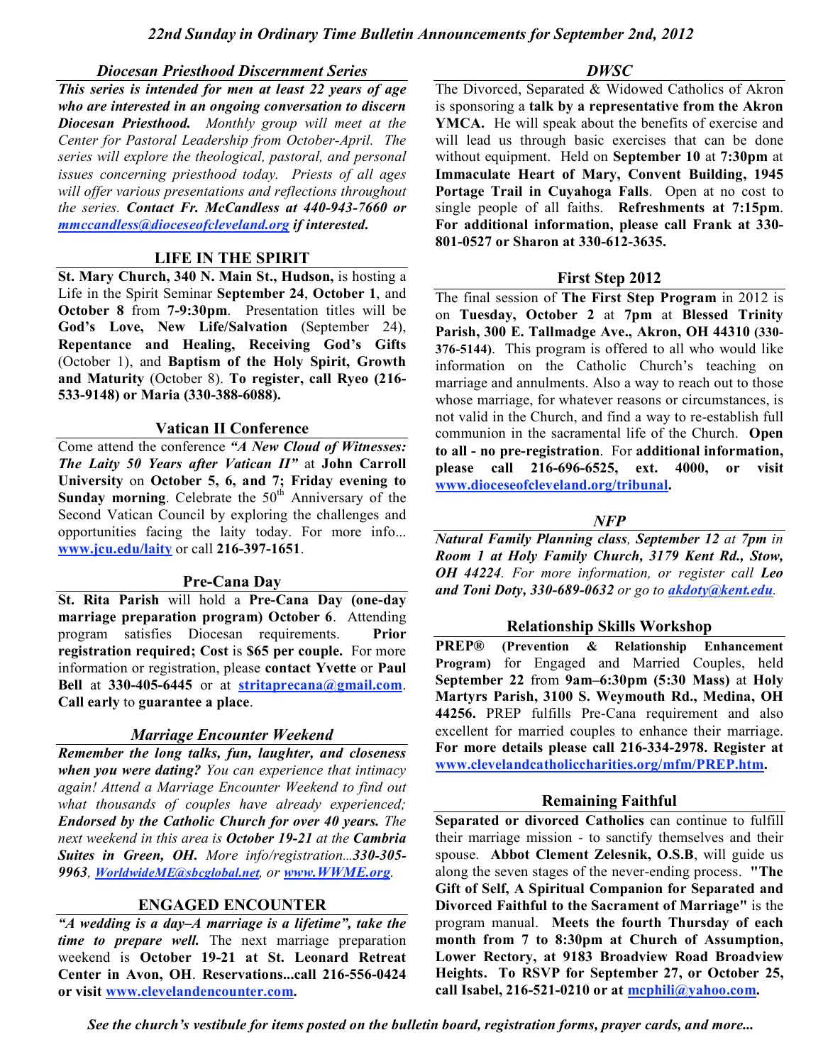*22nd Sunday in Ordinary Time Bulletin Announcements for September 2nd, 2012*

## *Diocesan Priesthood Discernment Series*

***This series is intended for men at least 22 years of age who are interested in an ongoing conversation to discern Diocesan Priesthood.*** *Monthly group will meet at the Center for Pastoral Leadership from October-April. The series will explore the theological, pastoral, and personal issues concerning priesthood today. Priests of all ages will offer various presentations and reflections throughout the series.* ***Contact Fr. McCandless at 440-943-7660 or [mmccandless@dioceseofcleveland.org](mailto:mmccandless@dioceseofcleveland.org) if interested.***

## LIFE IN THE SPIRIT

**St. Mary Church, 340 N. Main St., Hudson,** is hosting a Life in the Spirit Seminar **September 24**, **October 1**, and **October 8** from **7-9:30pm**. Presentation titles will be **God's Love, New Life/Salvation** (September 24), **Repentance and Healing, Receiving God's Gifts** (October 1), and **Baptism of the Holy Spirit, Growth and Maturity** (October 8). **To register, call Ryeo (216-533-9148) or Maria (330-388-6088).**

## Vatican II Conference

Come attend the conference ***"A New Cloud of Witnesses: The Laity 50 Years after Vatican II"*** at **John Carroll University** on **October 5, 6, and 7; Friday evening to Sunday morning**. Celebrate the 50th Anniversary of the Second Vatican Council by exploring the challenges and opportunities facing the laity today. For more info... **[www.jcu.edu/laity](http://www.jcu.edu/laity)** or call **216-397-1651**.

## Pre-Cana Day

**St. Rita Parish** will hold a **Pre-Cana Day (one-day marriage preparation program) October 6**. Attending program satisfies Diocesan requirements. **Prior registration required; Cost** is **$65 per couple.** For more information or registration, please **contact Yvette** or **Paul Bell** at **330-405-6445** or at **[stritaprecana@gmail.com](mailto:stritaprecana@gmail.com)**. **Call early** to **guarantee a place**.

## *Marriage Encounter Weekend*

***Remember the long talks, fun, laughter, and closeness when you were dating?*** *You can experience that intimacy again! Attend a Marriage Encounter Weekend to find out what thousands of couples have already experienced;* ***Endorsed by the Catholic Church for over 40 years.*** *The next weekend in this area is* ***October 19-21*** *at the* ***Cambria Suites in Green, OH.*** *More info/registration...****330-305-9963****,* ***[WorldwideME@sbcglobal.net](mailto:WorldwideME@sbcglobal.net)****, or* ***[www.WWME.org](http://www.WWME.org)****.*

## ENGAGED ENCOUNTER

***"A wedding is a day–A marriage is a lifetime", take the time to prepare well.*** The next marriage preparation weekend is **October 19-21 at St. Leonard Retreat Center in Avon, OH**. **Reservations...call 216-556-0424 or visit [www.clevelandencounter.com](http://www.clevelandencounter.com).**

## *DWSC*

The Divorced, Separated & Widowed Catholics of Akron is sponsoring a **talk by a representative from the Akron YMCA.** He will speak about the benefits of exercise and will lead us through basic exercises that can be done without equipment. Held on **September 10** at **7:30pm** at **Immaculate Heart of Mary, Convent Building, 1945 Portage Trail in Cuyahoga Falls**. Open at no cost to single people of all faiths. **Refreshments at 7:15pm**. **For additional information, please call Frank at 330-801-0527 or Sharon at 330-612-3635.**

## First Step 2012

The final session of **The First Step Program** in 2012 is on **Tuesday, October 2** at **7pm** at **Blessed Trinity Parish, 300 E. Tallmadge Ave., Akron, OH 44310 (330-376-5144)**. This program is offered to all who would like information on the Catholic Church's teaching on marriage and annulments. Also a way to reach out to those whose marriage, for whatever reasons or circumstances, is not valid in the Church, and find a way to re-establish full communion in the sacramental life of the Church. **Open to all - no pre-registration**. For **additional information, please call 216-696-6525, ext. 4000, or visit [www.dioceseofcleveland.org/tribunal](http://www.dioceseofcleveland.org/tribunal).**

## *NFP*

***Natural Family Planning class****,* ***September 12*** *at* ***7pm*** *in* ***Room 1 at Holy Family Church, 3179 Kent Rd., Stow, OH 44224****. For more information, or register call* ***Leo and Toni Doty, 330-689-0632*** *or go to* ***[akdoty@kent.edu](mailto:akdoty@kent.edu)****.*

## Relationship Skills Workshop

**PREP® (Prevention & Relationship Enhancement Program)** for Engaged and Married Couples, held **September 22** from **9am–6:30pm (5:30 Mass)** at **Holy Martyrs Parish, 3100 S. Weymouth Rd., Medina, OH 44256.** PREP fulfills Pre-Cana requirement and also excellent for married couples to enhance their marriage. **For more details please call 216-334-2978. Register at [www.clevelandcatholiccharities.org/mfm/PREP.htm](http://www.clevelandcatholiccharities.org/mfm/PREP.htm).**

## Remaining Faithful

**Separated or divorced Catholics** can continue to fulfill their marriage mission - to sanctify themselves and their spouse. **Abbot Clement Zelesnik, O.S.B**, will guide us along the seven stages of the never-ending process. **"The Gift of Self, A Spiritual Companion for Separated and Divorced Faithful to the Sacrament of Marriage"** is the program manual. **Meets the fourth Thursday of each month from 7 to 8:30pm at Church of Assumption, Lower Rectory, at 9183 Broadview Road Broadview Heights. To RSVP for September 27, or October 25, call Isabel, 216-521-0210 or at [mcphili@yahoo.com](mailto:mcphili@yahoo.com).**

*See the church's vestibule for items posted on the bulletin board, registration forms, prayer cards, and more...*